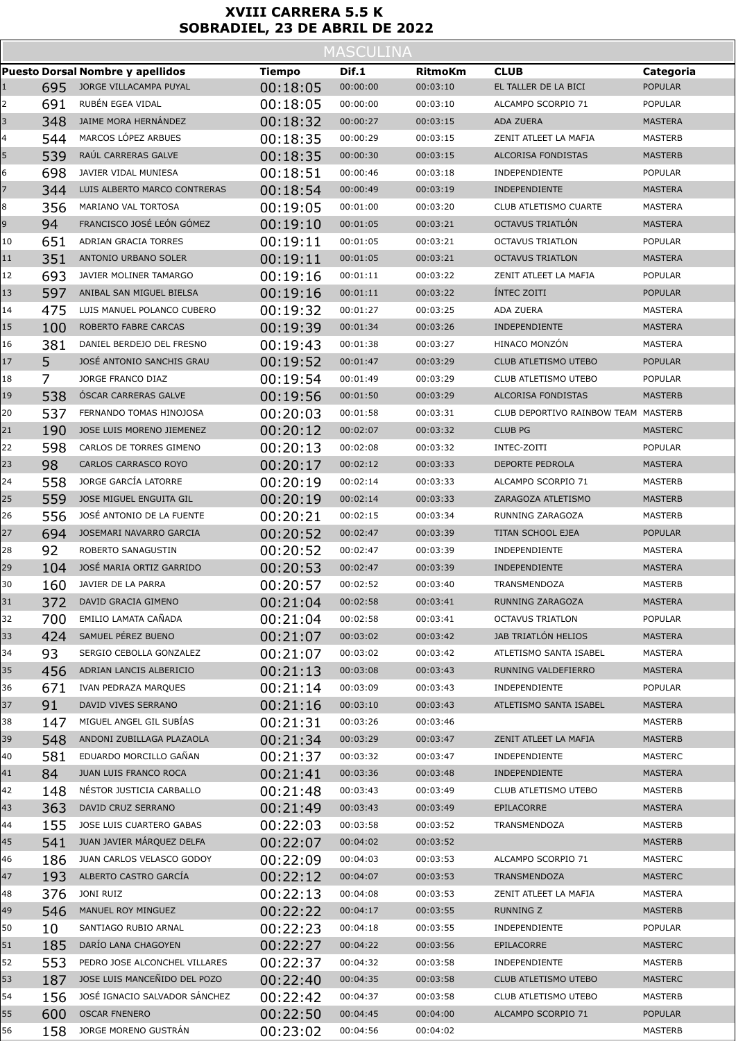# XVIII CARRERA 5.5 K
# SOBRADIEL, 23 DE ABRIL DE 2022

## MASCULINA

| Puesto | Dorsal | Nombre y apellidos | Tiempo | Dif.1 | RitmoKm | CLUB | Categoria |
|---|---|---|---|---|---|---|---|
| 1 | 695 | JORGE VILLACAMPA PUYAL | 00:18:05 | 00:00:00 | 00:03:10 | EL TALLER DE LA BICI | POPULAR |
| 2 | 691 | RUBÉN EGEA VIDAL | 00:18:05 | 00:00:00 | 00:03:10 | ALCAMPO SCORPIO 71 | POPULAR |
| 3 | 348 | JAIME MORA HERNÁNDEZ | 00:18:32 | 00:00:27 | 00:03:15 | ADA ZUERA | MASTERA |
| 4 | 544 | MARCOS LÓPEZ ARBUES | 00:18:35 | 00:00:29 | 00:03:15 | ZENIT ATLEET LA MAFIA | MASTERB |
| 5 | 539 | RAÚL CARRERAS GALVE | 00:18:35 | 00:00:30 | 00:03:15 | ALCORISA FONDISTAS | MASTERB |
| 6 | 698 | JAVIER VIDAL MUNIESA | 00:18:51 | 00:00:46 | 00:03:18 | INDEPENDIENTE | POPULAR |
| 7 | 344 | LUIS ALBERTO MARCO CONTRERAS | 00:18:54 | 00:00:49 | 00:03:19 | INDEPENDIENTE | MASTERA |
| 8 | 356 | MARIANO VAL TORTOSA | 00:19:05 | 00:01:00 | 00:03:20 | CLUB ATLETISMO CUARTE | MASTERA |
| 9 | 94 | FRANCISCO JOSÉ LEÓN GÓMEZ | 00:19:10 | 00:01:05 | 00:03:21 | OCTAVUS TRIATLÓN | MASTERA |
| 10 | 651 | ADRIAN GRACIA TORRES | 00:19:11 | 00:01:05 | 00:03:21 | OCTAVUS TRIATLON | POPULAR |
| 11 | 351 | ANTONIO URBANO SOLER | 00:19:11 | 00:01:05 | 00:03:21 | OCTAVUS TRIATLON | MASTERA |
| 12 | 693 | JAVIER MOLINER TAMARGO | 00:19:16 | 00:01:11 | 00:03:22 | ZENIT ATLEET LA MAFIA | POPULAR |
| 13 | 597 | ANIBAL SAN MIGUEL BIELSA | 00:19:16 | 00:01:11 | 00:03:22 | ÍNTEC ZOITI | POPULAR |
| 14 | 475 | LUIS MANUEL POLANCO CUBERO | 00:19:32 | 00:01:27 | 00:03:25 | ADA ZUERA | MASTERA |
| 15 | 100 | ROBERTO FABRE CARCAS | 00:19:39 | 00:01:34 | 00:03:26 | INDEPENDIENTE | MASTERA |
| 16 | 381 | DANIEL BERDEJO DEL FRESNO | 00:19:43 | 00:01:38 | 00:03:27 | HINACO MONZÓN | MASTERA |
| 17 | 5 | JOSÉ ANTONIO SANCHIS GRAU | 00:19:52 | 00:01:47 | 00:03:29 | CLUB ATLETISMO UTEBO | POPULAR |
| 18 | 7 | JORGE FRANCO DIAZ | 00:19:54 | 00:01:49 | 00:03:29 | CLUB ATLETISMO UTEBO | POPULAR |
| 19 | 538 | ÓSCAR CARRERAS GALVE | 00:19:56 | 00:01:50 | 00:03:29 | ALCORISA FONDISTAS | MASTERB |
| 20 | 537 | FERNANDO TOMAS HINOJOSA | 00:20:03 | 00:01:58 | 00:03:31 | CLUB DEPORTIVO RAINBOW TEAM | MASTERB |
| 21 | 190 | JOSE LUIS MORENO JIEMENEZ | 00:20:12 | 00:02:07 | 00:03:32 | CLUB PG | MASTERC |
| 22 | 598 | CARLOS DE TORRES GIMENO | 00:20:13 | 00:02:08 | 00:03:32 | INTEC-ZOITI | POPULAR |
| 23 | 98 | CARLOS CARRASCO ROYO | 00:20:17 | 00:02:12 | 00:03:33 | DEPORTE PEDROLA | MASTERA |
| 24 | 558 | JORGE GARCÍA LATORRE | 00:20:19 | 00:02:14 | 00:03:33 | ALCAMPO SCORPIO 71 | MASTERB |
| 25 | 559 | JOSE MIGUEL ENGUITA GIL | 00:20:19 | 00:02:14 | 00:03:33 | ZARAGOZA ATLETISMO | MASTERB |
| 26 | 556 | JOSÉ ANTONIO DE LA FUENTE | 00:20:21 | 00:02:15 | 00:03:34 | RUNNING ZARAGOZA | MASTERB |
| 27 | 694 | JOSEMARI NAVARRO GARCIA | 00:20:52 | 00:02:47 | 00:03:39 | TITAN SCHOOL EJEA | POPULAR |
| 28 | 92 | ROBERTO SANAGUSTIN | 00:20:52 | 00:02:47 | 00:03:39 | INDEPENDIENTE | MASTERA |
| 29 | 104 | JOSÉ MARIA ORTIZ GARRIDO | 00:20:53 | 00:02:47 | 00:03:39 | INDEPENDIENTE | MASTERA |
| 30 | 160 | JAVIER DE LA PARRA | 00:20:57 | 00:02:52 | 00:03:40 | TRANSMENDOZA | MASTERB |
| 31 | 372 | DAVID GRACIA GIMENO | 00:21:04 | 00:02:58 | 00:03:41 | RUNNING ZARAGOZA | MASTERA |
| 32 | 700 | EMILIO LAMATA CAÑADA | 00:21:04 | 00:02:58 | 00:03:41 | OCTAVUS TRIATLON | POPULAR |
| 33 | 424 | SAMUEL PÉREZ BUENO | 00:21:07 | 00:03:02 | 00:03:42 | JAB TRIATLÓN HELIOS | MASTERA |
| 34 | 93 | SERGIO CEBOLLA GONZALEZ | 00:21:07 | 00:03:02 | 00:03:42 | ATLETISMO SANTA ISABEL | MASTERA |
| 35 | 456 | ADRIAN LANCIS ALBERICIO | 00:21:13 | 00:03:08 | 00:03:43 | RUNNING VALDEFIERRO | MASTERA |
| 36 | 671 | IVAN PEDRAZA MARQUES | 00:21:14 | 00:03:09 | 00:03:43 | INDEPENDIENTE | POPULAR |
| 37 | 91 | DAVID VIVES SERRANO | 00:21:16 | 00:03:10 | 00:03:43 | ATLETISMO SANTA ISABEL | MASTERA |
| 38 | 147 | MIGUEL ANGEL GIL SUBÍAS | 00:21:31 | 00:03:26 | 00:03:46 | | MASTERB |
| 39 | 548 | ANDONI ZUBILLAGA PLAZAOLA | 00:21:34 | 00:03:29 | 00:03:47 | ZENIT ATLEET LA MAFIA | MASTERB |
| 40 | 581 | EDUARDO MORCILLO GAÑAN | 00:21:37 | 00:03:32 | 00:03:47 | INDEPENDIENTE | MASTERC |
| 41 | 84 | JUAN LUIS FRANCO ROCA | 00:21:41 | 00:03:36 | 00:03:48 | INDEPENDIENTE | MASTERA |
| 42 | 148 | NÉSTOR JUSTICIA CARBALLO | 00:21:48 | 00:03:43 | 00:03:49 | CLUB ATLETISMO UTEBO | MASTERB |
| 43 | 363 | DAVID CRUZ SERRANO | 00:21:49 | 00:03:43 | 00:03:49 | EPILACORRE | MASTERA |
| 44 | 155 | JOSE LUIS CUARTERO GABAS | 00:22:03 | 00:03:58 | 00:03:52 | TRANSMENDOZA | MASTERB |
| 45 | 541 | JUAN JAVIER MÁRQUEZ DELFA | 00:22:07 | 00:04:02 | 00:03:52 | | MASTERB |
| 46 | 186 | JUAN CARLOS VELASCO GODOY | 00:22:09 | 00:04:03 | 00:03:53 | ALCAMPO SCORPIO 71 | MASTERC |
| 47 | 193 | ALBERTO CASTRO GARCÍA | 00:22:12 | 00:04:07 | 00:03:53 | TRANSMENDOZA | MASTERC |
| 48 | 376 | JONI RUIZ | 00:22:13 | 00:04:08 | 00:03:53 | ZENIT ATLEET LA MAFIA | MASTERA |
| 49 | 546 | MANUEL ROY MINGUEZ | 00:22:22 | 00:04:17 | 00:03:55 | RUNNING Z | MASTERB |
| 50 | 10 | SANTIAGO RUBIO ARNAL | 00:22:23 | 00:04:18 | 00:03:55 | INDEPENDIENTE | POPULAR |
| 51 | 185 | DARÍO LANA CHAGOYEN | 00:22:27 | 00:04:22 | 00:03:56 | EPILACORRE | MASTERC |
| 52 | 553 | PEDRO JOSE ALCONCHEL VILLARES | 00:22:37 | 00:04:32 | 00:03:58 | INDEPENDIENTE | MASTERB |
| 53 | 187 | JOSE LUIS MANCEÑIDO DEL POZO | 00:22:40 | 00:04:35 | 00:03:58 | CLUB ATLETISMO UTEBO | MASTERC |
| 54 | 156 | JOSÉ IGNACIO SALVADOR SÁNCHEZ | 00:22:42 | 00:04:37 | 00:03:58 | CLUB ATLETISMO UTEBO | MASTERB |
| 55 | 600 | OSCAR FNENERO | 00:22:50 | 00:04:45 | 00:04:00 | ALCAMPO SCORPIO 71 | POPULAR |
| 56 | 158 | JORGE MORENO GUSTRÁN | 00:23:02 | 00:04:56 | 00:04:02 | | MASTERB |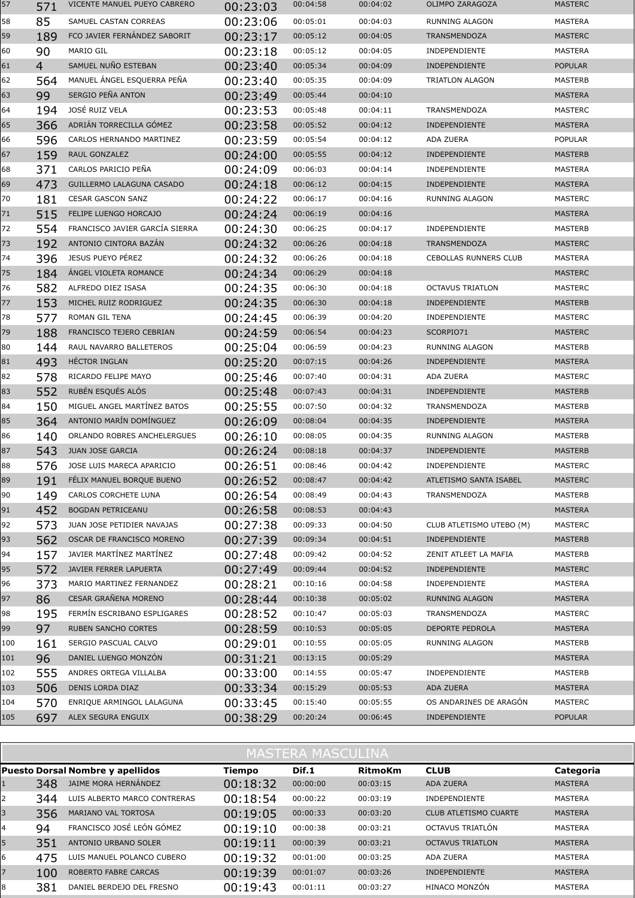| | | | | | | | |
|---|---|---|---|---|---|---|---|
| 57 | 571 | VICENTE MANUEL PUEYO CABRERO | 00:23:03 | 00:04:58 | 00:04:02 | OLIMPO ZARAGOZA | MASTERC |
| 58 | 85 | SAMUEL CASTAN CORREAS | 00:23:06 | 00:05:01 | 00:04:03 | RUNNING ALAGON | MASTERA |
| 59 | 189 | FCO JAVIER FERNÁNDEZ SABORIT | 00:23:17 | 00:05:12 | 00:04:05 | TRANSMENDOZA | MASTERC |
| 60 | 90 | MARIO GIL | 00:23:18 | 00:05:12 | 00:04:05 | INDEPENDIENTE | MASTERA |
| 61 | 4 | SAMUEL NUÑO ESTEBAN | 00:23:40 | 00:05:34 | 00:04:09 | INDEPENDIENTE | POPULAR |
| 62 | 564 | MANUEL ÁNGEL ESQUERRA PEÑA | 00:23:40 | 00:05:35 | 00:04:09 | TRIATLON ALAGON | MASTERB |
| 63 | 99 | SERGIO PEÑA ANTON | 00:23:49 | 00:05:44 | 00:04:10 | | MASTERA |
| 64 | 194 | JOSÉ RUIZ VELA | 00:23:53 | 00:05:48 | 00:04:11 | TRANSMENDOZA | MASTERC |
| 65 | 366 | ADRIÁN TORRECILLA GÓMEZ | 00:23:58 | 00:05:52 | 00:04:12 | INDEPENDIENTE | MASTERA |
| 66 | 596 | CARLOS HERNANDO MARTINEZ | 00:23:59 | 00:05:54 | 00:04:12 | ADA ZUERA | POPULAR |
| 67 | 159 | RAUL GONZALEZ | 00:24:00 | 00:05:55 | 00:04:12 | INDEPENDIENTE | MASTERB |
| 68 | 371 | CARLOS PARICIO PEÑA | 00:24:09 | 00:06:03 | 00:04:14 | INDEPENDIENTE | MASTERA |
| 69 | 473 | GUILLERMO LALAGUNA CASADO | 00:24:18 | 00:06:12 | 00:04:15 | INDEPENDIENTE | MASTERA |
| 70 | 181 | CESAR GASCON SANZ | 00:24:22 | 00:06:17 | 00:04:16 | RUNNING ALAGON | MASTERC |
| 71 | 515 | FELIPE LUENGO HORCAJO | 00:24:24 | 00:06:19 | 00:04:16 | | MASTERA |
| 72 | 554 | FRANCISCO JAVIER GARCÍA SIERRA | 00:24:30 | 00:06:25 | 00:04:17 | INDEPENDIENTE | MASTERB |
| 73 | 192 | ANTONIO CINTORA BAZÁN | 00:24:32 | 00:06:26 | 00:04:18 | TRANSMENDOZA | MASTERC |
| 74 | 396 | JESUS PUEYO PÉREZ | 00:24:32 | 00:06:26 | 00:04:18 | CEBOLLAS RUNNERS CLUB | MASTERA |
| 75 | 184 | ÁNGEL VIOLETA ROMANCE | 00:24:34 | 00:06:29 | 00:04:18 | | MASTERC |
| 76 | 582 | ALFREDO DIEZ ISASA | 00:24:35 | 00:06:30 | 00:04:18 | OCTAVUS TRIATLON | MASTERC |
| 77 | 153 | MICHEL RUIZ RODRIGUEZ | 00:24:35 | 00:06:30 | 00:04:18 | INDEPENDIENTE | MASTERB |
| 78 | 577 | ROMAN GIL TENA | 00:24:45 | 00:06:39 | 00:04:20 | INDEPENDIENTE | MASTERC |
| 79 | 188 | FRANCISCO TEJERO CEBRIAN | 00:24:59 | 00:06:54 | 00:04:23 | SCORPIO71 | MASTERC |
| 80 | 144 | RAUL NAVARRO BALLETEROS | 00:25:04 | 00:06:59 | 00:04:23 | RUNNING ALAGON | MASTERB |
| 81 | 493 | HÉCTOR INGLAN | 00:25:20 | 00:07:15 | 00:04:26 | INDEPENDIENTE | MASTERA |
| 82 | 578 | RICARDO FELIPE MAYO | 00:25:46 | 00:07:40 | 00:04:31 | ADA ZUERA | MASTERC |
| 83 | 552 | RUBÉN ESQUÉS ALÓS | 00:25:48 | 00:07:43 | 00:04:31 | INDEPENDIENTE | MASTERB |
| 84 | 150 | MIGUEL ANGEL MARTÍNEZ BATOS | 00:25:55 | 00:07:50 | 00:04:32 | TRANSMENDOZA | MASTERB |
| 85 | 364 | ANTONIO MARÍN DOMÍNGUEZ | 00:26:09 | 00:08:04 | 00:04:35 | INDEPENDIENTE | MASTERA |
| 86 | 140 | ORLANDO ROBRES ANCHELERGUES | 00:26:10 | 00:08:05 | 00:04:35 | RUNNING ALAGON | MASTERB |
| 87 | 543 | JUAN JOSE GARCIA | 00:26:24 | 00:08:18 | 00:04:37 | INDEPENDIENTE | MASTERB |
| 88 | 576 | JOSE LUIS MARECA APARICIO | 00:26:51 | 00:08:46 | 00:04:42 | INDEPENDIENTE | MASTERC |
| 89 | 191 | FÉLIX MANUEL BORQUE BUENO | 00:26:52 | 00:08:47 | 00:04:42 | ATLETISMO SANTA ISABEL | MASTERC |
| 90 | 149 | CARLOS CORCHETE LUNA | 00:26:54 | 00:08:49 | 00:04:43 | TRANSMENDOZA | MASTERB |
| 91 | 452 | BOGDAN PETRICEANU | 00:26:58 | 00:08:53 | 00:04:43 | | MASTERA |
| 92 | 573 | JUAN JOSE PETIDIER NAVAJAS | 00:27:38 | 00:09:33 | 00:04:50 | CLUB ATLETISMO UTEBO (M) | MASTERC |
| 93 | 562 | OSCAR DE FRANCISCO MORENO | 00:27:39 | 00:09:34 | 00:04:51 | INDEPENDIENTE | MASTERB |
| 94 | 157 | JAVIER MARTÍNEZ MARTÍNEZ | 00:27:48 | 00:09:42 | 00:04:52 | ZENIT ATLEET LA MAFIA | MASTERB |
| 95 | 572 | JAVIER FERRER LAPUERTA | 00:27:49 | 00:09:44 | 00:04:52 | INDEPENDIENTE | MASTERC |
| 96 | 373 | MARIO MARTINEZ FERNANDEZ | 00:28:21 | 00:10:16 | 00:04:58 | INDEPENDIENTE | MASTERA |
| 97 | 86 | CESAR GRAÑENA MORENO | 00:28:44 | 00:10:38 | 00:05:02 | RUNNING ALAGON | MASTERA |
| 98 | 195 | FERMÍN ESCRIBANO ESPLIGARES | 00:28:52 | 00:10:47 | 00:05:03 | TRANSMENDOZA | MASTERC |
| 99 | 97 | RUBEN SANCHO CORTES | 00:28:59 | 00:10:53 | 00:05:05 | DEPORTE PEDROLA | MASTERA |
| 100 | 161 | SERGIO PASCUAL CALVO | 00:29:01 | 00:10:55 | 00:05:05 | RUNNING ALAGON | MASTERB |
| 101 | 96 | DANIEL LUENGO MONZÓN | 00:31:21 | 00:13:15 | 00:05:29 | | MASTERA |
| 102 | 555 | ANDRES ORTEGA VILLALBA | 00:33:00 | 00:14:55 | 00:05:47 | INDEPENDIENTE | MASTERB |
| 103 | 506 | DENIS LORDA DIAZ | 00:33:34 | 00:15:29 | 00:05:53 | ADA ZUERA | MASTERA |
| 104 | 570 | ENRIQUE ARMINGOL LALAGUNA | 00:33:45 | 00:15:40 | 00:05:55 | OS ANDARINES DE ARAGÓN | MASTERC |
| 105 | 697 | ALEX SEGURA ENGUIX | 00:38:29 | 00:20:24 | 00:06:45 | INDEPENDIENTE | POPULAR |

## MASTERA MASCULINA

| Puesto | Dorsal | Nombre y apellidos | Tiempo | Dif.1 | RitmoKm | CLUB | Categoria |
|---|---|---|---|---|---|---|---|
| 1 | 348 | JAIME MORA HERNÁNDEZ | 00:18:32 | 00:00:00 | 00:03:15 | ADA ZUERA | MASTERA |
| 2 | 344 | LUIS ALBERTO MARCO CONTRERAS | 00:18:54 | 00:00:22 | 00:03:19 | INDEPENDIENTE | MASTERA |
| 3 | 356 | MARIANO VAL TORTOSA | 00:19:05 | 00:00:33 | 00:03:20 | CLUB ATLETISMO CUARTE | MASTERA |
| 4 | 94 | FRANCISCO JOSÉ LEÓN GÓMEZ | 00:19:10 | 00:00:38 | 00:03:21 | OCTAVUS TRIATLÓN | MASTERA |
| 5 | 351 | ANTONIO URBANO SOLER | 00:19:11 | 00:00:39 | 00:03:21 | OCTAVUS TRIATLON | MASTERA |
| 6 | 475 | LUIS MANUEL POLANCO CUBERO | 00:19:32 | 00:01:00 | 00:03:25 | ADA ZUERA | MASTERA |
| 7 | 100 | ROBERTO FABRE CARCAS | 00:19:39 | 00:01:07 | 00:03:26 | INDEPENDIENTE | MASTERA |
| 8 | 381 | DANIEL BERDEJO DEL FRESNO | 00:19:43 | 00:01:11 | 00:03:27 | HINACO MONZÓN | MASTERA |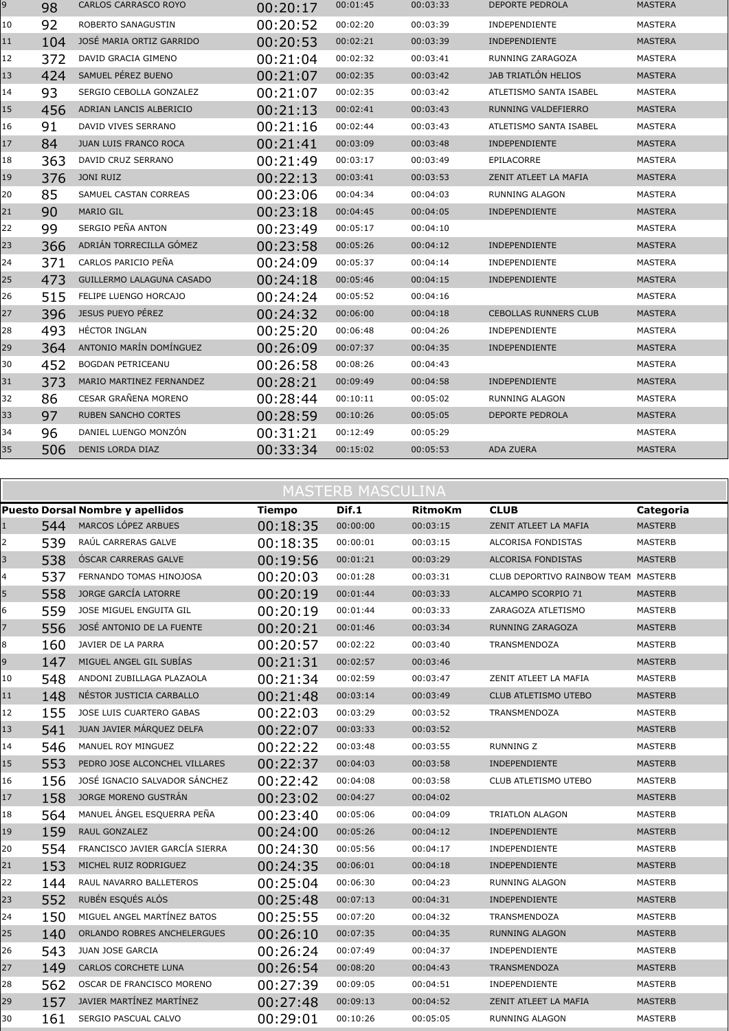| Puesto | Dorsal | Nombre y apellidos | Tiempo | Dif.1 | RitmoKm | CLUB | Categoria |
|---|---|---|---|---|---|---|---|
| 9 | 98 | CARLOS CARRASCO ROYO | 00:20:17 | 00:01:45 | 00:03:33 | DEPORTE PEDROLA | MASTERA |
| 10 | 92 | ROBERTO SANAGUSTIN | 00:20:52 | 00:02:20 | 00:03:39 | INDEPENDIENTE | MASTERA |
| 11 | 104 | JOSÉ MARIA ORTIZ GARRIDO | 00:20:53 | 00:02:21 | 00:03:39 | INDEPENDIENTE | MASTERA |
| 12 | 372 | DAVID GRACIA GIMENO | 00:21:04 | 00:02:32 | 00:03:41 | RUNNING ZARAGOZA | MASTERA |
| 13 | 424 | SAMUEL PÉREZ BUENO | 00:21:07 | 00:02:35 | 00:03:42 | JAB TRIATLÓN HELIOS | MASTERA |
| 14 | 93 | SERGIO CEBOLLA GONZALEZ | 00:21:07 | 00:02:35 | 00:03:42 | ATLETISMO SANTA ISABEL | MASTERA |
| 15 | 456 | ADRIAN LANCIS ALBERICIO | 00:21:13 | 00:02:41 | 00:03:43 | RUNNING VALDEFIERRO | MASTERA |
| 16 | 91 | DAVID VIVES SERRANO | 00:21:16 | 00:02:44 | 00:03:43 | ATLETISMO SANTA ISABEL | MASTERA |
| 17 | 84 | JUAN LUIS FRANCO ROCA | 00:21:41 | 00:03:09 | 00:03:48 | INDEPENDIENTE | MASTERA |
| 18 | 363 | DAVID CRUZ SERRANO | 00:21:49 | 00:03:17 | 00:03:49 | EPILACORRE | MASTERA |
| 19 | 376 | JONI RUIZ | 00:22:13 | 00:03:41 | 00:03:53 | ZENIT ATLEET LA MAFIA | MASTERA |
| 20 | 85 | SAMUEL CASTAN CORREAS | 00:23:06 | 00:04:34 | 00:04:03 | RUNNING ALAGON | MASTERA |
| 21 | 90 | MARIO GIL | 00:23:18 | 00:04:45 | 00:04:05 | INDEPENDIENTE | MASTERA |
| 22 | 99 | SERGIO PEÑA ANTON | 00:23:49 | 00:05:17 | 00:04:10 | | MASTERA |
| 23 | 366 | ADRIÁN TORRECILLA GÓMEZ | 00:23:58 | 00:05:26 | 00:04:12 | INDEPENDIENTE | MASTERA |
| 24 | 371 | CARLOS PARICIO PEÑA | 00:24:09 | 00:05:37 | 00:04:14 | INDEPENDIENTE | MASTERA |
| 25 | 473 | GUILLERMO LALAGUNA CASADO | 00:24:18 | 00:05:46 | 00:04:15 | INDEPENDIENTE | MASTERA |
| 26 | 515 | FELIPE LUENGO HORCAJO | 00:24:24 | 00:05:52 | 00:04:16 | | MASTERA |
| 27 | 396 | JESUS PUEYO PÉREZ | 00:24:32 | 00:06:00 | 00:04:18 | CEBOLLAS RUNNERS CLUB | MASTERA |
| 28 | 493 | HÉCTOR INGLAN | 00:25:20 | 00:06:48 | 00:04:26 | INDEPENDIENTE | MASTERA |
| 29 | 364 | ANTONIO MARÍN DOMÍNGUEZ | 00:26:09 | 00:07:37 | 00:04:35 | INDEPENDIENTE | MASTERA |
| 30 | 452 | BOGDAN PETRICEANU | 00:26:58 | 00:08:26 | 00:04:43 | | MASTERA |
| 31 | 373 | MARIO MARTINEZ FERNANDEZ | 00:28:21 | 00:09:49 | 00:04:58 | INDEPENDIENTE | MASTERA |
| 32 | 86 | CESAR GRAÑENA MORENO | 00:28:44 | 00:10:11 | 00:05:02 | RUNNING ALAGON | MASTERA |
| 33 | 97 | RUBEN SANCHO CORTES | 00:28:59 | 00:10:26 | 00:05:05 | DEPORTE PEDROLA | MASTERA |
| 34 | 96 | DANIEL LUENGO MONZÓN | 00:31:21 | 00:12:49 | 00:05:29 | | MASTERA |
| 35 | 506 | DENIS LORDA DIAZ | 00:33:34 | 00:15:02 | 00:05:53 | ADA ZUERA | MASTERA |

## MASTERB MASCULINA

| Puesto | Dorsal | Nombre y apellidos | Tiempo | Dif.1 | RitmoKm | CLUB | Categoria |
|---|---|---|---|---|---|---|---|
| 1 | 544 | MARCOS LÓPEZ ARBUES | 00:18:35 | 00:00:00 | 00:03:15 | ZENIT ATLEET LA MAFIA | MASTERB |
| 2 | 539 | RAÚL CARRERAS GALVE | 00:18:35 | 00:00:01 | 00:03:15 | ALCORISA FONDISTAS | MASTERB |
| 3 | 538 | ÓSCAR CARRERAS GALVE | 00:19:56 | 00:01:21 | 00:03:29 | ALCORISA FONDISTAS | MASTERB |
| 4 | 537 | FERNANDO TOMAS HINOJOSA | 00:20:03 | 00:01:28 | 00:03:31 | CLUB DEPORTIVO RAINBOW TEAM | MASTERB |
| 5 | 558 | JORGE GARCÍA LATORRE | 00:20:19 | 00:01:44 | 00:03:33 | ALCAMPO SCORPIO 71 | MASTERB |
| 6 | 559 | JOSE MIGUEL ENGUITA GIL | 00:20:19 | 00:01:44 | 00:03:33 | ZARAGOZA ATLETISMO | MASTERB |
| 7 | 556 | JOSÉ ANTONIO DE LA FUENTE | 00:20:21 | 00:01:46 | 00:03:34 | RUNNING ZARAGOZA | MASTERB |
| 8 | 160 | JAVIER DE LA PARRA | 00:20:57 | 00:02:22 | 00:03:40 | TRANSMENDOZA | MASTERB |
| 9 | 147 | MIGUEL ANGEL GIL SUBÍAS | 00:21:31 | 00:02:57 | 00:03:46 | | MASTERB |
| 10 | 548 | ANDONI ZUBILLAGA PLAZAOLA | 00:21:34 | 00:02:59 | 00:03:47 | ZENIT ATLEET LA MAFIA | MASTERB |
| 11 | 148 | NÉSTOR JUSTICIA CARBALLO | 00:21:48 | 00:03:14 | 00:03:49 | CLUB ATLETISMO UTEBO | MASTERB |
| 12 | 155 | JOSE LUIS CUARTERO GABAS | 00:22:03 | 00:03:29 | 00:03:52 | TRANSMENDOZA | MASTERB |
| 13 | 541 | JUAN JAVIER MÁRQUEZ DELFA | 00:22:07 | 00:03:33 | 00:03:52 | | MASTERB |
| 14 | 546 | MANUEL ROY MINGUEZ | 00:22:22 | 00:03:48 | 00:03:55 | RUNNING Z | MASTERB |
| 15 | 553 | PEDRO JOSE ALCONCHEL VILLARES | 00:22:37 | 00:04:03 | 00:03:58 | INDEPENDIENTE | MASTERB |
| 16 | 156 | JOSÉ IGNACIO SALVADOR SÁNCHEZ | 00:22:42 | 00:04:08 | 00:03:58 | CLUB ATLETISMO UTEBO | MASTERB |
| 17 | 158 | JORGE MORENO GUSTRÁN | 00:23:02 | 00:04:27 | 00:04:02 | | MASTERB |
| 18 | 564 | MANUEL ÁNGEL ESQUERRA PEÑA | 00:23:40 | 00:05:06 | 00:04:09 | TRIATLON ALAGON | MASTERB |
| 19 | 159 | RAUL GONZALEZ | 00:24:00 | 00:05:26 | 00:04:12 | INDEPENDIENTE | MASTERB |
| 20 | 554 | FRANCISCO JAVIER GARCÍA SIERRA | 00:24:30 | 00:05:56 | 00:04:17 | INDEPENDIENTE | MASTERB |
| 21 | 153 | MICHEL RUIZ RODRIGUEZ | 00:24:35 | 00:06:01 | 00:04:18 | INDEPENDIENTE | MASTERB |
| 22 | 144 | RAUL NAVARRO BALLETEROS | 00:25:04 | 00:06:30 | 00:04:23 | RUNNING ALAGON | MASTERB |
| 23 | 552 | RUBÉN ESQUÉS ALÓS | 00:25:48 | 00:07:13 | 00:04:31 | INDEPENDIENTE | MASTERB |
| 24 | 150 | MIGUEL ANGEL MARTÍNEZ BATOS | 00:25:55 | 00:07:20 | 00:04:32 | TRANSMENDOZA | MASTERB |
| 25 | 140 | ORLANDO ROBRES ANCHELERGUES | 00:26:10 | 00:07:35 | 00:04:35 | RUNNING ALAGON | MASTERB |
| 26 | 543 | JUAN JOSE GARCIA | 00:26:24 | 00:07:49 | 00:04:37 | INDEPENDIENTE | MASTERB |
| 27 | 149 | CARLOS CORCHETE LUNA | 00:26:54 | 00:08:20 | 00:04:43 | TRANSMENDOZA | MASTERB |
| 28 | 562 | OSCAR DE FRANCISCO MORENO | 00:27:39 | 00:09:05 | 00:04:51 | INDEPENDIENTE | MASTERB |
| 29 | 157 | JAVIER MARTÍNEZ MARTÍNEZ | 00:27:48 | 00:09:13 | 00:04:52 | ZENIT ATLEET LA MAFIA | MASTERB |
| 30 | 161 | SERGIO PASCUAL CALVO | 00:29:01 | 00:10:26 | 00:05:05 | RUNNING ALAGON | MASTERB |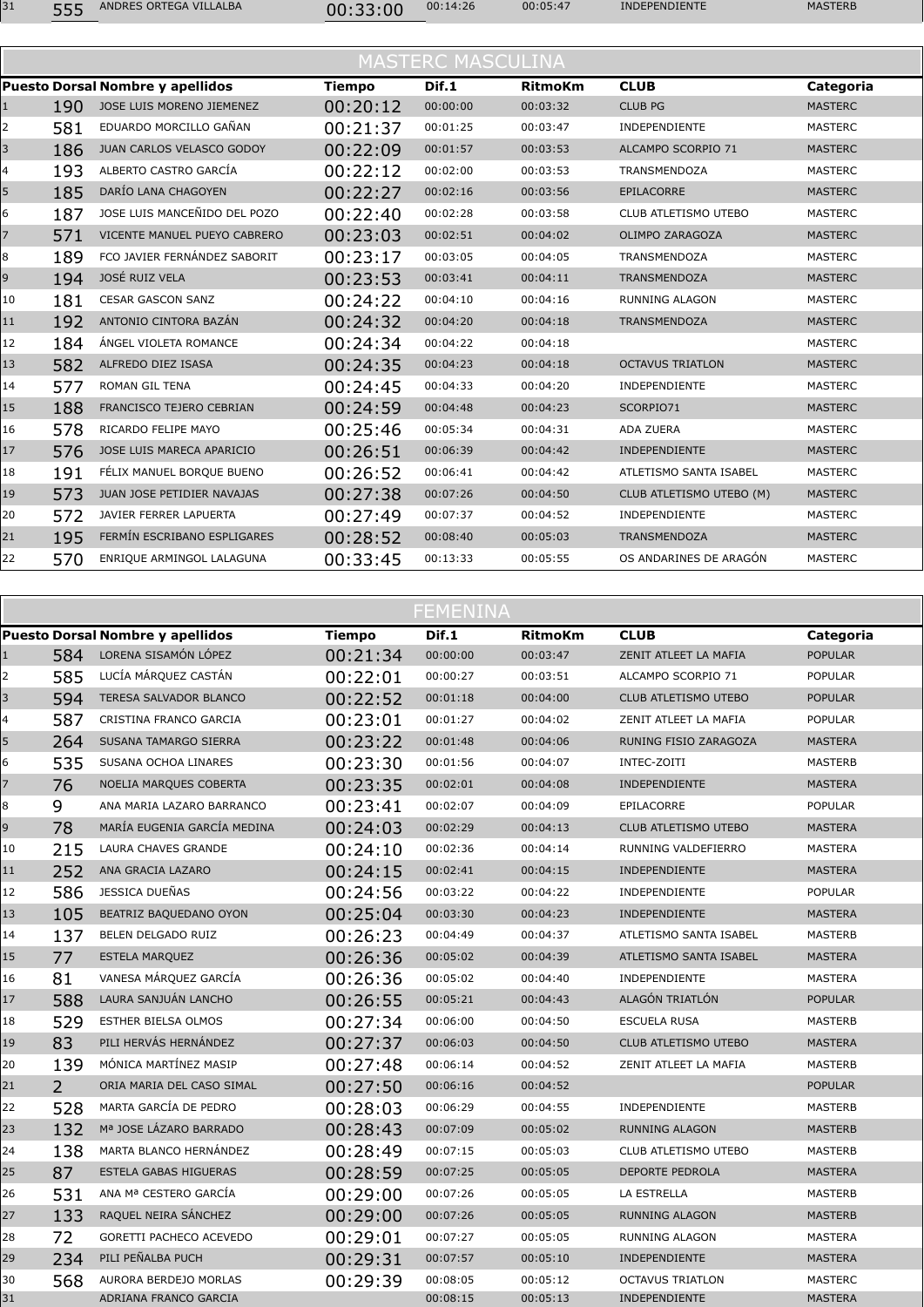| 31 | 555 | ANDRES ORTEGA VILLALBA | 00:33:00 | 00:14:26 | 00:05:47 | INDEPENDIENTE | MASTERB |
|---|---|---|---|---|---|---|---|

## MASTERC MASCULINA

| Puesto | Dorsal | Nombre y apellidos | Tiempo | Dif.1 | RitmoKm | CLUB | Categoria |
|---|---|---|---|---|---|---|---|
| 1 | 190 | JOSE LUIS MORENO JIEMENEZ | 00:20:12 | 00:00:00 | 00:03:32 | CLUB PG | MASTERC |
| 2 | 581 | EDUARDO MORCILLO GAÑAN | 00:21:37 | 00:01:25 | 00:03:47 | INDEPENDIENTE | MASTERC |
| 3 | 186 | JUAN CARLOS VELASCO GODOY | 00:22:09 | 00:01:57 | 00:03:53 | ALCAMPO SCORPIO 71 | MASTERC |
| 4 | 193 | ALBERTO CASTRO GARCÍA | 00:22:12 | 00:02:00 | 00:03:53 | TRANSMENDOZA | MASTERC |
| 5 | 185 | DARÍO LANA CHAGOYEN | 00:22:27 | 00:02:16 | 00:03:56 | EPILACORRE | MASTERC |
| 6 | 187 | JOSE LUIS MANCEÑIDO DEL POZO | 00:22:40 | 00:02:28 | 00:03:58 | CLUB ATLETISMO UTEBO | MASTERC |
| 7 | 571 | VICENTE MANUEL PUEYO CABRERO | 00:23:03 | 00:02:51 | 00:04:02 | OLIMPO ZARAGOZA | MASTERC |
| 8 | 189 | FCO JAVIER FERNÁNDEZ SABORIT | 00:23:17 | 00:03:05 | 00:04:05 | TRANSMENDOZA | MASTERC |
| 9 | 194 | JOSÉ RUIZ VELA | 00:23:53 | 00:03:41 | 00:04:11 | TRANSMENDOZA | MASTERC |
| 10 | 181 | CESAR GASCON SANZ | 00:24:22 | 00:04:10 | 00:04:16 | RUNNING ALAGON | MASTERC |
| 11 | 192 | ANTONIO CINTORA BAZÁN | 00:24:32 | 00:04:20 | 00:04:18 | TRANSMENDOZA | MASTERC |
| 12 | 184 | ÁNGEL VIOLETA ROMANCE | 00:24:34 | 00:04:22 | 00:04:18 | | MASTERC |
| 13 | 582 | ALFREDO DIEZ ISASA | 00:24:35 | 00:04:23 | 00:04:18 | OCTAVUS TRIATLON | MASTERC |
| 14 | 577 | ROMAN GIL TENA | 00:24:45 | 00:04:33 | 00:04:20 | INDEPENDIENTE | MASTERC |
| 15 | 188 | FRANCISCO TEJERO CEBRIAN | 00:24:59 | 00:04:48 | 00:04:23 | SCORPIO71 | MASTERC |
| 16 | 578 | RICARDO FELIPE MAYO | 00:25:46 | 00:05:34 | 00:04:31 | ADA ZUERA | MASTERC |
| 17 | 576 | JOSE LUIS MARECA APARICIO | 00:26:51 | 00:06:39 | 00:04:42 | INDEPENDIENTE | MASTERC |
| 18 | 191 | FÉLIX MANUEL BORQUE BUENO | 00:26:52 | 00:06:41 | 00:04:42 | ATLETISMO SANTA ISABEL | MASTERC |
| 19 | 573 | JUAN JOSE PETIDIER NAVAJAS | 00:27:38 | 00:07:26 | 00:04:50 | CLUB ATLETISMO UTEBO (M) | MASTERC |
| 20 | 572 | JAVIER FERRER LAPUERTA | 00:27:49 | 00:07:37 | 00:04:52 | INDEPENDIENTE | MASTERC |
| 21 | 195 | FERMÍN ESCRIBANO ESPLIGARES | 00:28:52 | 00:08:40 | 00:05:03 | TRANSMENDOZA | MASTERC |
| 22 | 570 | ENRIQUE ARMINGOL LALAGUNA | 00:33:45 | 00:13:33 | 00:05:55 | OS ANDARINES DE ARAGÓN | MASTERC |

## FEMENINA

| Puesto | Dorsal | Nombre y apellidos | Tiempo | Dif.1 | RitmoKm | CLUB | Categoria |
|---|---|---|---|---|---|---|---|
| 1 | 584 | LORENA SISAMÓN LÓPEZ | 00:21:34 | 00:00:00 | 00:03:47 | ZENIT ATLEET LA MAFIA | POPULAR |
| 2 | 585 | LUCÍA MÁRQUEZ CASTÁN | 00:22:01 | 00:00:27 | 00:03:51 | ALCAMPO SCORPIO 71 | POPULAR |
| 3 | 594 | TERESA SALVADOR BLANCO | 00:22:52 | 00:01:18 | 00:04:00 | CLUB ATLETISMO UTEBO | POPULAR |
| 4 | 587 | CRISTINA FRANCO GARCIA | 00:23:01 | 00:01:27 | 00:04:02 | ZENIT ATLEET LA MAFIA | POPULAR |
| 5 | 264 | SUSANA TAMARGO SIERRA | 00:23:22 | 00:01:48 | 00:04:06 | RUNING FISIO ZARAGOZA | MASTERA |
| 6 | 535 | SUSANA OCHOA LINARES | 00:23:30 | 00:01:56 | 00:04:07 | INTEC-ZOITI | MASTERB |
| 7 | 76 | NOELIA MARQUES COBERTA | 00:23:35 | 00:02:01 | 00:04:08 | INDEPENDIENTE | MASTERA |
| 8 | 9 | ANA MARIA LAZARO BARRANCO | 00:23:41 | 00:02:07 | 00:04:09 | EPILACORRE | POPULAR |
| 9 | 78 | MARÍA EUGENIA GARCÍA MEDINA | 00:24:03 | 00:02:29 | 00:04:13 | CLUB ATLETISMO UTEBO | MASTERA |
| 10 | 215 | LAURA CHAVES GRANDE | 00:24:10 | 00:02:36 | 00:04:14 | RUNNING VALDEFIERRO | MASTERA |
| 11 | 252 | ANA GRACIA LAZARO | 00:24:15 | 00:02:41 | 00:04:15 | INDEPENDIENTE | MASTERA |
| 12 | 586 | JESSICA DUEÑAS | 00:24:56 | 00:03:22 | 00:04:22 | INDEPENDIENTE | POPULAR |
| 13 | 105 | BEATRIZ BAQUEDANO OYON | 00:25:04 | 00:03:30 | 00:04:23 | INDEPENDIENTE | MASTERA |
| 14 | 137 | BELEN DELGADO RUIZ | 00:26:23 | 00:04:49 | 00:04:37 | ATLETISMO SANTA ISABEL | MASTERB |
| 15 | 77 | ESTELA MARQUEZ | 00:26:36 | 00:05:02 | 00:04:39 | ATLETISMO SANTA ISABEL | MASTERA |
| 16 | 81 | VANESA MÁRQUEZ GARCÍA | 00:26:36 | 00:05:02 | 00:04:40 | INDEPENDIENTE | MASTERA |
| 17 | 588 | LAURA SANJUÁN LANCHO | 00:26:55 | 00:05:21 | 00:04:43 | ALAGÓN TRIATLÓN | POPULAR |
| 18 | 529 | ESTHER BIELSA OLMOS | 00:27:34 | 00:06:00 | 00:04:50 | ESCUELA RUSA | MASTERB |
| 19 | 83 | PILI HERVÁS HERNÁNDEZ | 00:27:37 | 00:06:03 | 00:04:50 | CLUB ATLETISMO UTEBO | MASTERA |
| 20 | 139 | MÓNICA MARTÍNEZ MASIP | 00:27:48 | 00:06:14 | 00:04:52 | ZENIT ATLEET LA MAFIA | MASTERB |
| 21 | 2 | ORIA MARIA DEL CASO SIMAL | 00:27:50 | 00:06:16 | 00:04:52 | | POPULAR |
| 22 | 528 | MARTA GARCÍA DE PEDRO | 00:28:03 | 00:06:29 | 00:04:55 | INDEPENDIENTE | MASTERB |
| 23 | 132 | Mª JOSE LÁZARO BARRADO | 00:28:43 | 00:07:09 | 00:05:02 | RUNNING ALAGON | MASTERB |
| 24 | 138 | MARTA BLANCO HERNÁNDEZ | 00:28:49 | 00:07:15 | 00:05:03 | CLUB ATLETISMO UTEBO | MASTERB |
| 25 | 87 | ESTELA GABAS HIGUERAS | 00:28:59 | 00:07:25 | 00:05:05 | DEPORTE PEDROLA | MASTERA |
| 26 | 531 | ANA Mª CESTERO GARCÍA | 00:29:00 | 00:07:26 | 00:05:05 | LA ESTRELLA | MASTERB |
| 27 | 133 | RAQUEL NEIRA SÁNCHEZ | 00:29:00 | 00:07:26 | 00:05:05 | RUNNING ALAGON | MASTERB |
| 28 | 72 | GORETTI PACHECO ACEVEDO | 00:29:01 | 00:07:27 | 00:05:05 | RUNNING ALAGON | MASTERA |
| 29 | 234 | PILI PEÑALBA PUCH | 00:29:31 | 00:07:57 | 00:05:10 | INDEPENDIENTE | MASTERA |
| 30 | 568 | AURORA BERDEJO MORLAS | 00:29:39 | 00:08:05 | 00:05:12 | OCTAVUS TRIATLON | MASTERC |
| 31 | | ADRIANA FRANCO GARCIA | | 00:08:15 | 00:05:13 | INDEPENDIENTE | MASTERA |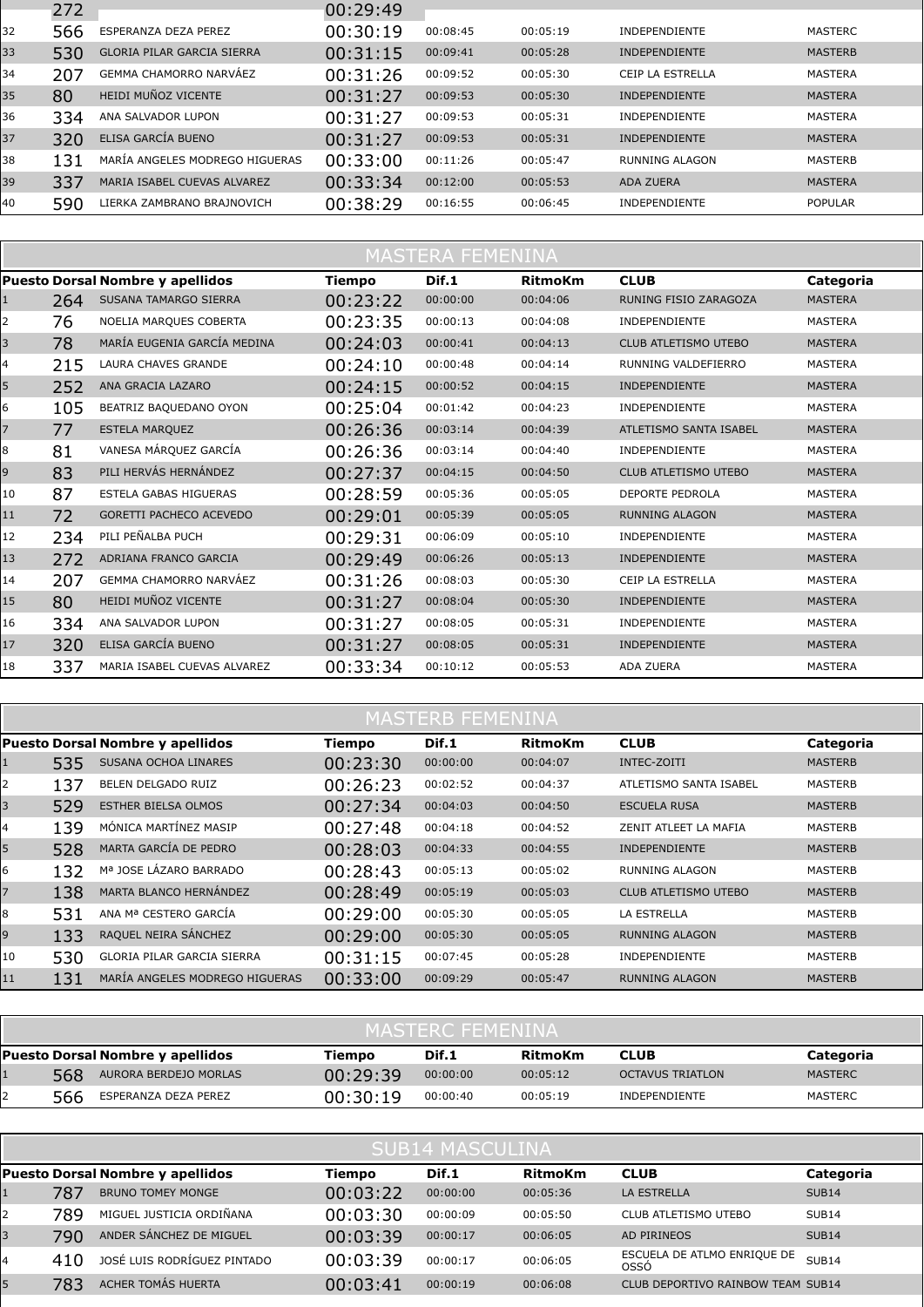| | | | | | | | |
|---|---|---|---|---|---|---|---|
| | 272 | | 00:29:49 | | | | |
| 32 | 566 | ESPERANZA DEZA PEREZ | 00:30:19 | 00:08:45 | 00:05:19 | INDEPENDIENTE | MASTERC |
| 33 | 530 | GLORIA PILAR GARCIA SIERRA | 00:31:15 | 00:09:41 | 00:05:28 | INDEPENDIENTE | MASTERB |
| 34 | 207 | GEMMA CHAMORRO NARVÁEZ | 00:31:26 | 00:09:52 | 00:05:30 | CEIP LA ESTRELLA | MASTERA |
| 35 | 80 | HEIDI MUÑOZ VICENTE | 00:31:27 | 00:09:53 | 00:05:30 | INDEPENDIENTE | MASTERA |
| 36 | 334 | ANA SALVADOR LUPON | 00:31:27 | 00:09:53 | 00:05:31 | INDEPENDIENTE | MASTERA |
| 37 | 320 | ELISA GARCÍA BUENO | 00:31:27 | 00:09:53 | 00:05:31 | INDEPENDIENTE | MASTERA |
| 38 | 131 | MARÍA ANGELES MODREGO HIGUERAS | 00:33:00 | 00:11:26 | 00:05:47 | RUNNING ALAGON | MASTERB |
| 39 | 337 | MARIA ISABEL CUEVAS ALVAREZ | 00:33:34 | 00:12:00 | 00:05:53 | ADA ZUERA | MASTERA |
| 40 | 590 | LIERKA ZAMBRANO BRAJNOVICH | 00:38:29 | 00:16:55 | 00:06:45 | INDEPENDIENTE | POPULAR |

## MASTERA FEMENINA

| Puesto | Dorsal | Nombre y apellidos | Tiempo | Dif.1 | RitmoKm | CLUB | Categoria |
|---|---|---|---|---|---|---|---|
| 1 | 264 | SUSANA TAMARGO SIERRA | 00:23:22 | 00:00:00 | 00:04:06 | RUNING FISIO ZARAGOZA | MASTERA |
| 2 | 76 | NOELIA MARQUES COBERTA | 00:23:35 | 00:00:13 | 00:04:08 | INDEPENDIENTE | MASTERA |
| 3 | 78 | MARÍA EUGENIA GARCÍA MEDINA | 00:24:03 | 00:00:41 | 00:04:13 | CLUB ATLETISMO UTEBO | MASTERA |
| 4 | 215 | LAURA CHAVES GRANDE | 00:24:10 | 00:00:48 | 00:04:14 | RUNNING VALDEFIERRO | MASTERA |
| 5 | 252 | ANA GRACIA LAZARO | 00:24:15 | 00:00:52 | 00:04:15 | INDEPENDIENTE | MASTERA |
| 6 | 105 | BEATRIZ BAQUEDANO OYON | 00:25:04 | 00:01:42 | 00:04:23 | INDEPENDIENTE | MASTERA |
| 7 | 77 | ESTELA MARQUEZ | 00:26:36 | 00:03:14 | 00:04:39 | ATLETISMO SANTA ISABEL | MASTERA |
| 8 | 81 | VANESA MÁRQUEZ GARCÍA | 00:26:36 | 00:03:14 | 00:04:40 | INDEPENDIENTE | MASTERA |
| 9 | 83 | PILI HERVÁS HERNÁNDEZ | 00:27:37 | 00:04:15 | 00:04:50 | CLUB ATLETISMO UTEBO | MASTERA |
| 10 | 87 | ESTELA GABAS HIGUERAS | 00:28:59 | 00:05:36 | 00:05:05 | DEPORTE PEDROLA | MASTERA |
| 11 | 72 | GORETTI PACHECO ACEVEDO | 00:29:01 | 00:05:39 | 00:05:05 | RUNNING ALAGON | MASTERA |
| 12 | 234 | PILI PEÑALBA PUCH | 00:29:31 | 00:06:09 | 00:05:10 | INDEPENDIENTE | MASTERA |
| 13 | 272 | ADRIANA FRANCO GARCIA | 00:29:49 | 00:06:26 | 00:05:13 | INDEPENDIENTE | MASTERA |
| 14 | 207 | GEMMA CHAMORRO NARVÁEZ | 00:31:26 | 00:08:03 | 00:05:30 | CEIP LA ESTRELLA | MASTERA |
| 15 | 80 | HEIDI MUÑOZ VICENTE | 00:31:27 | 00:08:04 | 00:05:30 | INDEPENDIENTE | MASTERA |
| 16 | 334 | ANA SALVADOR LUPON | 00:31:27 | 00:08:05 | 00:05:31 | INDEPENDIENTE | MASTERA |
| 17 | 320 | ELISA GARCÍA BUENO | 00:31:27 | 00:08:05 | 00:05:31 | INDEPENDIENTE | MASTERA |
| 18 | 337 | MARIA ISABEL CUEVAS ALVAREZ | 00:33:34 | 00:10:12 | 00:05:53 | ADA ZUERA | MASTERA |

## MASTERB FEMENINA

| Puesto | Dorsal | Nombre y apellidos | Tiempo | Dif.1 | RitmoKm | CLUB | Categoria |
|---|---|---|---|---|---|---|---|
| 1 | 535 | SUSANA OCHOA LINARES | 00:23:30 | 00:00:00 | 00:04:07 | INTEC-ZOITI | MASTERB |
| 2 | 137 | BELEN DELGADO RUIZ | 00:26:23 | 00:02:52 | 00:04:37 | ATLETISMO SANTA ISABEL | MASTERB |
| 3 | 529 | ESTHER BIELSA OLMOS | 00:27:34 | 00:04:03 | 00:04:50 | ESCUELA RUSA | MASTERB |
| 4 | 139 | MÓNICA MARTÍNEZ MASIP | 00:27:48 | 00:04:18 | 00:04:52 | ZENIT ATLEET LA MAFIA | MASTERB |
| 5 | 528 | MARTA GARCÍA DE PEDRO | 00:28:03 | 00:04:33 | 00:04:55 | INDEPENDIENTE | MASTERB |
| 6 | 132 | Mª JOSE LÁZARO BARRADO | 00:28:43 | 00:05:13 | 00:05:02 | RUNNING ALAGON | MASTERB |
| 7 | 138 | MARTA BLANCO HERNÁNDEZ | 00:28:49 | 00:05:19 | 00:05:03 | CLUB ATLETISMO UTEBO | MASTERB |
| 8 | 531 | ANA Mª CESTERO GARCÍA | 00:29:00 | 00:05:30 | 00:05:05 | LA ESTRELLA | MASTERB |
| 9 | 133 | RAQUEL NEIRA SÁNCHEZ | 00:29:00 | 00:05:30 | 00:05:05 | RUNNING ALAGON | MASTERB |
| 10 | 530 | GLORIA PILAR GARCIA SIERRA | 00:31:15 | 00:07:45 | 00:05:28 | INDEPENDIENTE | MASTERB |
| 11 | 131 | MARÍA ANGELES MODREGO HIGUERAS | 00:33:00 | 00:09:29 | 00:05:47 | RUNNING ALAGON | MASTERB |

## MASTERC FEMENINA

| Puesto | Dorsal | Nombre y apellidos | Tiempo | Dif.1 | RitmoKm | CLUB | Categoria |
|---|---|---|---|---|---|---|---|
| 1 | 568 | AURORA BERDEJO MORLAS | 00:29:39 | 00:00:00 | 00:05:12 | OCTAVUS TRIATLON | MASTERC |
| 2 | 566 | ESPERANZA DEZA PEREZ | 00:30:19 | 00:00:40 | 00:05:19 | INDEPENDIENTE | MASTERC |

## SUB14 MASCULINA

| Puesto | Dorsal | Nombre y apellidos | Tiempo | Dif.1 | RitmoKm | CLUB | Categoria |
|---|---|---|---|---|---|---|---|
| 1 | 787 | BRUNO TOMEY MONGE | 00:03:22 | 00:00:00 | 00:05:36 | LA ESTRELLA | SUB14 |
| 2 | 789 | MIGUEL JUSTICIA ORDIÑANA | 00:03:30 | 00:00:09 | 00:05:50 | CLUB ATLETISMO UTEBO | SUB14 |
| 3 | 790 | ANDER SÁNCHEZ DE MIGUEL | 00:03:39 | 00:00:17 | 00:06:05 | AD PIRINEOS | SUB14 |
| 4 | 410 | JOSÉ LUIS RODRÍGUEZ PINTADO | 00:03:39 | 00:00:17 | 00:06:05 | ESCUELA DE ATLMO ENRIQUE DE OSSÓ | SUB14 |
| 5 | 783 | ACHER TOMÁS HUERTA | 00:03:41 | 00:00:19 | 00:06:08 | CLUB DEPORTIVO RAINBOW TEAM | SUB14 |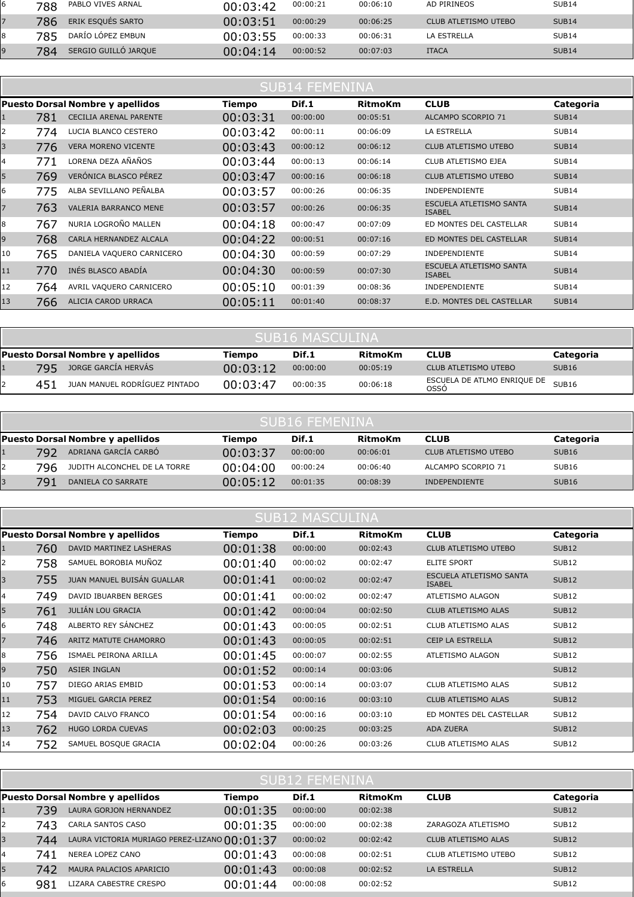| Puesto | Dorsal | Nombre y apellidos | Tiempo | Dif.1 | RitmoKm | CLUB | Categoria |
|---|---|---|---|---|---|---|---|
| 6 | 788 | PABLO VIVES ARNAL | 00:03:42 | 00:00:21 | 00:06:10 | AD PIRINEOS | SUB14 |
| 7 | 786 | ERIK ESQUÉS SARTO | 00:03:51 | 00:00:29 | 00:06:25 | CLUB ATLETISMO UTEBO | SUB14 |
| 8 | 785 | DARÍO LÓPEZ EMBUN | 00:03:55 | 00:00:33 | 00:06:31 | LA ESTRELLA | SUB14 |
| 9 | 784 | SERGIO GUILLÓ JARQUE | 00:04:14 | 00:00:52 | 00:07:03 | ITACA | SUB14 |

## SUB14 FEMENINA

| Puesto | Dorsal | Nombre y apellidos | Tiempo | Dif.1 | RitmoKm | CLUB | Categoria |
|---|---|---|---|---|---|---|---|
| 1 | 781 | CECILIA ARENAL PARENTE | 00:03:31 | 00:00:00 | 00:05:51 | ALCAMPO SCORPIO 71 | SUB14 |
| 2 | 774 | LUCIA BLANCO CESTERO | 00:03:42 | 00:00:11 | 00:06:09 | LA ESTRELLA | SUB14 |
| 3 | 776 | VERA MORENO VICENTE | 00:03:43 | 00:00:12 | 00:06:12 | CLUB ATLETISMO UTEBO | SUB14 |
| 4 | 771 | LORENA DEZA AÑAÑOS | 00:03:44 | 00:00:13 | 00:06:14 | CLUB ATLETISMO EJEA | SUB14 |
| 5 | 769 | VERÓNICA BLASCO PÉREZ | 00:03:47 | 00:00:16 | 00:06:18 | CLUB ATLETISMO UTEBO | SUB14 |
| 6 | 775 | ALBA SEVILLANO PEÑALBA | 00:03:57 | 00:00:26 | 00:06:35 | INDEPENDIENTE | SUB14 |
| 7 | 763 | VALERIA BARRANCO MENE | 00:03:57 | 00:00:26 | 00:06:35 | ESCUELA ATLETISMO SANTA ISABEL | SUB14 |
| 8 | 767 | NURIA LOGROÑO MALLEN | 00:04:18 | 00:00:47 | 00:07:09 | ED MONTES DEL CASTELLAR | SUB14 |
| 9 | 768 | CARLA HERNANDEZ ALCALA | 00:04:22 | 00:00:51 | 00:07:16 | ED MONTES DEL CASTELLAR | SUB14 |
| 10 | 765 | DANIELA VAQUERO CARNICERO | 00:04:30 | 00:00:59 | 00:07:29 | INDEPENDIENTE | SUB14 |
| 11 | 770 | INÉS BLASCO ABADÍA | 00:04:30 | 00:00:59 | 00:07:30 | ESCUELA ATLETISMO SANTA ISABEL | SUB14 |
| 12 | 764 | AVRIL VAQUERO CARNICERO | 00:05:10 | 00:01:39 | 00:08:36 | INDEPENDIENTE | SUB14 |
| 13 | 766 | ALICIA CAROD URRACA | 00:05:11 | 00:01:40 | 00:08:37 | E.D. MONTES DEL CASTELLAR | SUB14 |

## SUB16 MASCULINA

| Puesto | Dorsal | Nombre y apellidos | Tiempo | Dif.1 | RitmoKm | CLUB | Categoria |
|---|---|---|---|---|---|---|---|
| 1 | 795 | JORGE GARCÍA HERVÁS | 00:03:12 | 00:00:00 | 00:05:19 | CLUB ATLETISMO UTEBO | SUB16 |
| 2 | 451 | JUAN MANUEL RODRÍGUEZ PINTADO | 00:03:47 | 00:00:35 | 00:06:18 | ESCUELA DE ATLMO ENRIQUE DE OSSÓ | SUB16 |

## SUB16 FEMENINA

| Puesto | Dorsal | Nombre y apellidos | Tiempo | Dif.1 | RitmoKm | CLUB | Categoria |
|---|---|---|---|---|---|---|---|
| 1 | 792 | ADRIANA GARCÍA CARBÓ | 00:03:37 | 00:00:00 | 00:06:01 | CLUB ATLETISMO UTEBO | SUB16 |
| 2 | 796 | JUDITH ALCONCHEL DE LA TORRE | 00:04:00 | 00:00:24 | 00:06:40 | ALCAMPO SCORPIO 71 | SUB16 |
| 3 | 791 | DANIELA CO SARRATE | 00:05:12 | 00:01:35 | 00:08:39 | INDEPENDIENTE | SUB16 |

## SUB12 MASCULINA

| Puesto | Dorsal | Nombre y apellidos | Tiempo | Dif.1 | RitmoKm | CLUB | Categoria |
|---|---|---|---|---|---|---|---|
| 1 | 760 | DAVID MARTINEZ LASHERAS | 00:01:38 | 00:00:00 | 00:02:43 | CLUB ATLETISMO UTEBO | SUB12 |
| 2 | 758 | SAMUEL BOROBIA MUÑOZ | 00:01:40 | 00:00:02 | 00:02:47 | ELITE SPORT | SUB12 |
| 3 | 755 | JUAN MANUEL BUISÁN GUALLAR | 00:01:41 | 00:00:02 | 00:02:47 | ESCUELA ATLETISMO SANTA ISABEL | SUB12 |
| 4 | 749 | DAVID IBUARBEN BERGES | 00:01:41 | 00:00:02 | 00:02:47 | ATLETISMO ALAGON | SUB12 |
| 5 | 761 | JULIÁN LOU GRACIA | 00:01:42 | 00:00:04 | 00:02:50 | CLUB ATLETISMO ALAS | SUB12 |
| 6 | 748 | ALBERTO REY SÁNCHEZ | 00:01:43 | 00:00:05 | 00:02:51 | CLUB ATLETISMO ALAS | SUB12 |
| 7 | 746 | ARITZ MATUTE CHAMORRO | 00:01:43 | 00:00:05 | 00:02:51 | CEIP LA ESTRELLA | SUB12 |
| 8 | 756 | ISMAEL PEIRONA ARILLA | 00:01:45 | 00:00:07 | 00:02:55 | ATLETISMO ALAGON | SUB12 |
| 9 | 750 | ASIER INGLAN | 00:01:52 | 00:00:14 | 00:03:06 | | SUB12 |
| 10 | 757 | DIEGO ARIAS EMBID | 00:01:53 | 00:00:14 | 00:03:07 | CLUB ATLETISMO ALAS | SUB12 |
| 11 | 753 | MIGUEL GARCIA PEREZ | 00:01:54 | 00:00:16 | 00:03:10 | CLUB ATLETISMO ALAS | SUB12 |
| 12 | 754 | DAVID CALVO FRANCO | 00:01:54 | 00:00:16 | 00:03:10 | ED MONTES DEL CASTELLAR | SUB12 |
| 13 | 762 | HUGO LORDA CUEVAS | 00:02:03 | 00:00:25 | 00:03:25 | ADA ZUERA | SUB12 |
| 14 | 752 | SAMUEL BOSQUE GRACIA | 00:02:04 | 00:00:26 | 00:03:26 | CLUB ATLETISMO ALAS | SUB12 |

## SUB12 FEMENINA

| Puesto | Dorsal | Nombre y apellidos | Tiempo | Dif.1 | RitmoKm | CLUB | Categoria |
|---|---|---|---|---|---|---|---|
| 1 | 739 | LAURA GORJON HERNANDEZ | 00:01:35 | 00:00:00 | 00:02:38 | | SUB12 |
| 2 | 743 | CARLA SANTOS CASO | 00:01:35 | 00:00:00 | 00:02:38 | ZARAGOZA ATLETISMO | SUB12 |
| 3 | 744 | LAURA VICTORIA MURIAGO PEREZ-LIZANO | 00:01:37 | 00:00:02 | 00:02:42 | CLUB ATLETISMO ALAS | SUB12 |
| 4 | 741 | NEREA LOPEZ CANO | 00:01:43 | 00:00:08 | 00:02:51 | CLUB ATLETISMO UTEBO | SUB12 |
| 5 | 742 | MAURA PALACIOS APARICIO | 00:01:43 | 00:00:08 | 00:02:52 | LA ESTRELLA | SUB12 |
| 6 | 981 | LIZARA CABESTRE CRESPO | 00:01:44 | 00:00:08 | 00:02:52 | | SUB12 |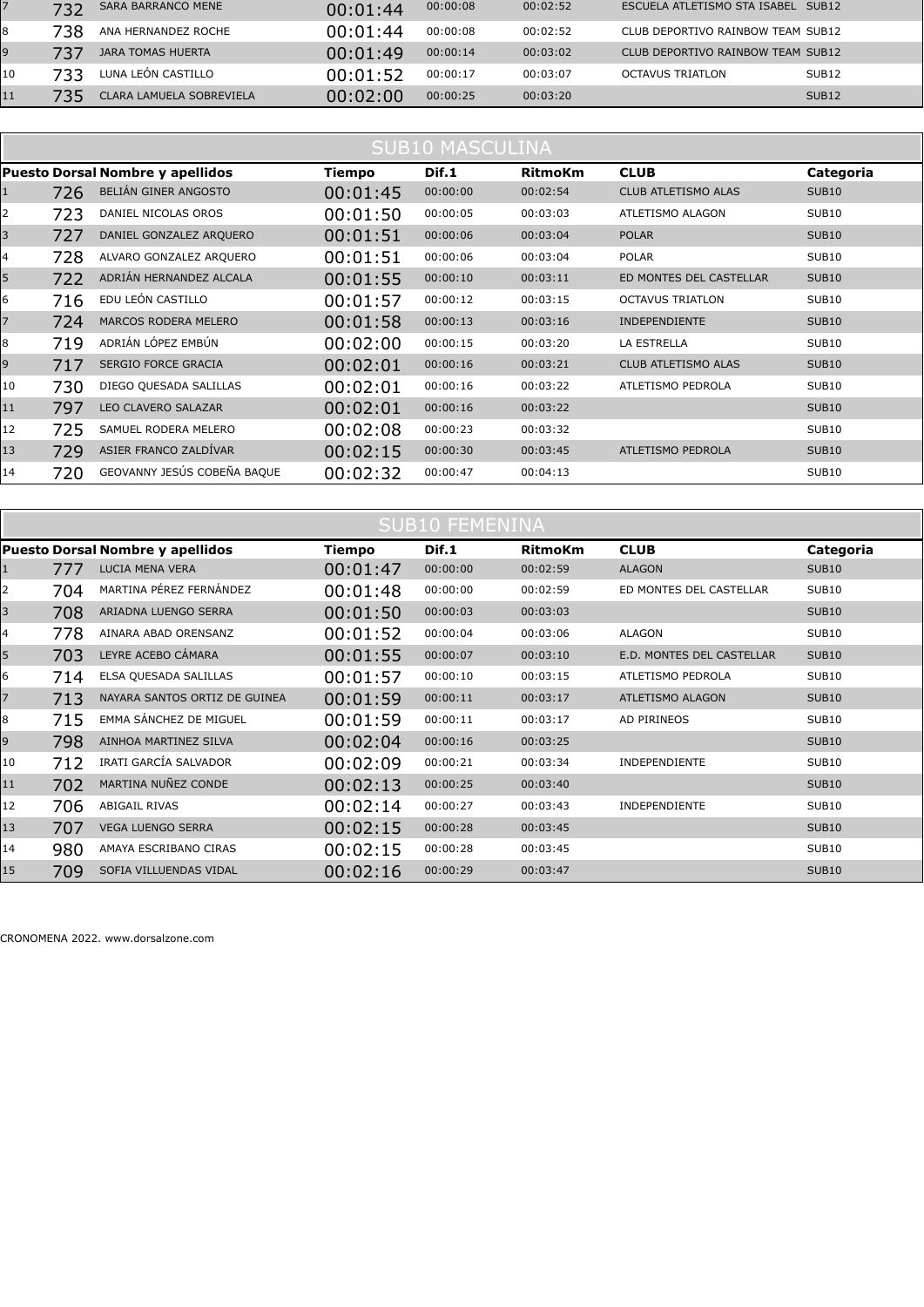| | | | | | | | |
|---|---|---|---|---|---|---|---|
| 7 | 732 | SARA BARRANCO MENE | 00:01:44 | 00:00:08 | 00:02:52 | ESCUELA ATLETISMO STA ISABEL | SUB12 |
| 8 | 738 | ANA HERNANDEZ ROCHE | 00:01:44 | 00:00:08 | 00:02:52 | CLUB DEPORTIVO RAINBOW TEAM | SUB12 |
| 9 | 737 | JARA TOMAS HUERTA | 00:01:49 | 00:00:14 | 00:03:02 | CLUB DEPORTIVO RAINBOW TEAM | SUB12 |
| 10 | 733 | LUNA LEÓN CASTILLO | 00:01:52 | 00:00:17 | 00:03:07 | OCTAVUS TRIATLON | SUB12 |
| 11 | 735 | CLARA LAMUELA SOBREVIELA | 00:02:00 | 00:00:25 | 00:03:20 | | SUB12 |

## SUB10 MASCULINA

| Puesto | Dorsal | Nombre y apellidos | Tiempo | Dif.1 | RitmoKm | CLUB | Categoria |
|---|---|---|---|---|---|---|---|
| 1 | 726 | BELIÁN GINER ANGOSTO | 00:01:45 | 00:00:00 | 00:02:54 | CLUB ATLETISMO ALAS | SUB10 |
| 2 | 723 | DANIEL NICOLAS OROS | 00:01:50 | 00:00:05 | 00:03:03 | ATLETISMO ALAGON | SUB10 |
| 3 | 727 | DANIEL GONZALEZ ARQUERO | 00:01:51 | 00:00:06 | 00:03:04 | POLAR | SUB10 |
| 4 | 728 | ALVARO GONZALEZ ARQUERO | 00:01:51 | 00:00:06 | 00:03:04 | POLAR | SUB10 |
| 5 | 722 | ADRIÁN HERNANDEZ ALCALA | 00:01:55 | 00:00:10 | 00:03:11 | ED MONTES DEL CASTELLAR | SUB10 |
| 6 | 716 | EDU LEÓN CASTILLO | 00:01:57 | 00:00:12 | 00:03:15 | OCTAVUS TRIATLON | SUB10 |
| 7 | 724 | MARCOS RODERA MELERO | 00:01:58 | 00:00:13 | 00:03:16 | INDEPENDIENTE | SUB10 |
| 8 | 719 | ADRIÁN LÓPEZ EMBÚN | 00:02:00 | 00:00:15 | 00:03:20 | LA ESTRELLA | SUB10 |
| 9 | 717 | SERGIO FORCE GRACIA | 00:02:01 | 00:00:16 | 00:03:21 | CLUB ATLETISMO ALAS | SUB10 |
| 10 | 730 | DIEGO QUESADA SALILLAS | 00:02:01 | 00:00:16 | 00:03:22 | ATLETISMO PEDROLA | SUB10 |
| 11 | 797 | LEO CLAVERO SALAZAR | 00:02:01 | 00:00:16 | 00:03:22 | | SUB10 |
| 12 | 725 | SAMUEL RODERA MELERO | 00:02:08 | 00:00:23 | 00:03:32 | | SUB10 |
| 13 | 729 | ASIER FRANCO ZALDÍVAR | 00:02:15 | 00:00:30 | 00:03:45 | ATLETISMO PEDROLA | SUB10 |
| 14 | 720 | GEOVANNY JESÚS COBEÑA BAQUE | 00:02:32 | 00:00:47 | 00:04:13 | | SUB10 |

## SUB10 FEMENINA

| Puesto | Dorsal | Nombre y apellidos | Tiempo | Dif.1 | RitmoKm | CLUB | Categoria |
|---|---|---|---|---|---|---|---|
| 1 | 777 | LUCIA MENA VERA | 00:01:47 | 00:00:00 | 00:02:59 | ALAGON | SUB10 |
| 2 | 704 | MARTINA PÉREZ FERNÁNDEZ | 00:01:48 | 00:00:00 | 00:02:59 | ED MONTES DEL CASTELLAR | SUB10 |
| 3 | 708 | ARIADNA LUENGO SERRA | 00:01:50 | 00:00:03 | 00:03:03 | | SUB10 |
| 4 | 778 | AINARA ABAD ORENSANZ | 00:01:52 | 00:00:04 | 00:03:06 | ALAGON | SUB10 |
| 5 | 703 | LEYRE ACEBO CÁMARA | 00:01:55 | 00:00:07 | 00:03:10 | E.D. MONTES DEL CASTELLAR | SUB10 |
| 6 | 714 | ELSA QUESADA SALILLAS | 00:01:57 | 00:00:10 | 00:03:15 | ATLETISMO PEDROLA | SUB10 |
| 7 | 713 | NAYARA SANTOS ORTIZ DE GUINEA | 00:01:59 | 00:00:11 | 00:03:17 | ATLETISMO ALAGON | SUB10 |
| 8 | 715 | EMMA SÁNCHEZ DE MIGUEL | 00:01:59 | 00:00:11 | 00:03:17 | AD PIRINEOS | SUB10 |
| 9 | 798 | AINHOA MARTINEZ SILVA | 00:02:04 | 00:00:16 | 00:03:25 | | SUB10 |
| 10 | 712 | IRATI GARCÍA SALVADOR | 00:02:09 | 00:00:21 | 00:03:34 | INDEPENDIENTE | SUB10 |
| 11 | 702 | MARTINA NUÑEZ CONDE | 00:02:13 | 00:00:25 | 00:03:40 | | SUB10 |
| 12 | 706 | ABIGAIL RIVAS | 00:02:14 | 00:00:27 | 00:03:43 | INDEPENDIENTE | SUB10 |
| 13 | 707 | VEGA LUENGO SERRA | 00:02:15 | 00:00:28 | 00:03:45 | | SUB10 |
| 14 | 980 | AMAYA ESCRIBANO CIRAS | 00:02:15 | 00:00:28 | 00:03:45 | | SUB10 |
| 15 | 709 | SOFIA VILLUENDAS VIDAL | 00:02:16 | 00:00:29 | 00:03:47 | | SUB10 |

CRONOMENA 2022. www.dorsalzone.com